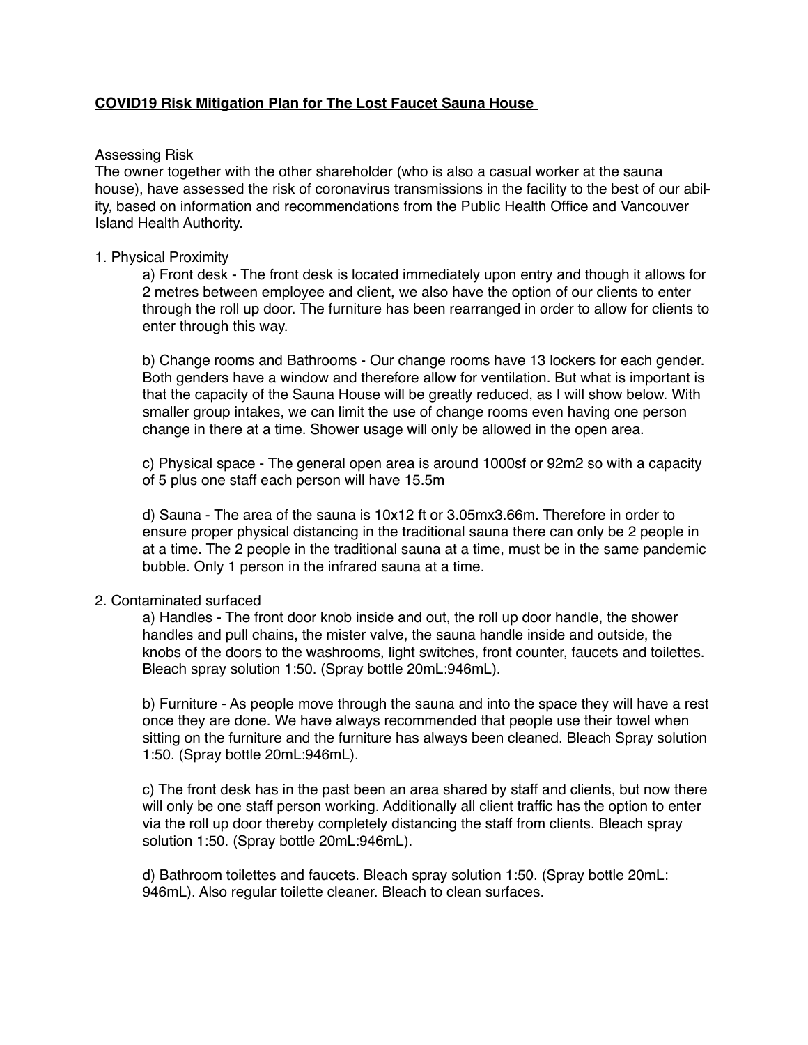**COVID19 Risk Mitigation Plan for The Lost Faucet Sauna House**

Assessing Risk

The owner together with the other shareholder (who is also a casual worker at the sauna house), have assessed the risk of coronavirus transmissions in the facility to the best of our ability, based on information and recommendations from the Public Health Office and Vancouver Island Health Authority.

1. Physical Proximity

   a) Front desk - The front desk is located immediately upon entry and though it allows for 2 metres between employee and client, we also have the option of our clients to enter through the roll up door. The furniture has been rearranged in order to allow for clients to enter through this way.

   b) Change rooms and Bathrooms - Our change rooms have 13 lockers for each gender. Both genders have a window and therefore allow for ventilation. But what is important is that the capacity of the Sauna House will be greatly reduced, as I will show below. With smaller group intakes, we can limit the use of change rooms even having one person change in there at a time. Shower usage will only be allowed in the open area.

   c) Physical space - The general open area is around 1000sf or 92m2 so with a capacity of 5 plus one staff each person will have 15.5m

   d) Sauna - The area of the sauna is 10x12 ft or 3.05mx3.66m. Therefore in order to ensure proper physical distancing in the traditional sauna there can only be 2 people in at a time. The 2 people in the traditional sauna at a time, must be in the same pandemic bubble. Only 1 person in the infrared sauna at a time.

2. Contaminated surfaced

   a) Handles - The front door knob inside and out, the roll up door handle, the shower handles and pull chains, the mister valve, the sauna handle inside and outside, the knobs of the doors to the washrooms, light switches, front counter, faucets and toilettes. Bleach spray solution 1:50. (Spray bottle 20mL:946mL).

   b) Furniture - As people move through the sauna and into the space they will have a rest once they are done. We have always recommended that people use their towel when sitting on the furniture and the furniture has always been cleaned. Bleach Spray solution 1:50. (Spray bottle 20mL:946mL).

   c) The front desk has in the past been an area shared by staff and clients, but now there will only be one staff person working. Additionally all client traffic has the option to enter via the roll up door thereby completely distancing the staff from clients. Bleach spray solution 1:50. (Spray bottle 20mL:946mL).

   d) Bathroom toilettes and faucets. Bleach spray solution 1:50. (Spray bottle 20mL: 946mL). Also regular toilette cleaner. Bleach to clean surfaces.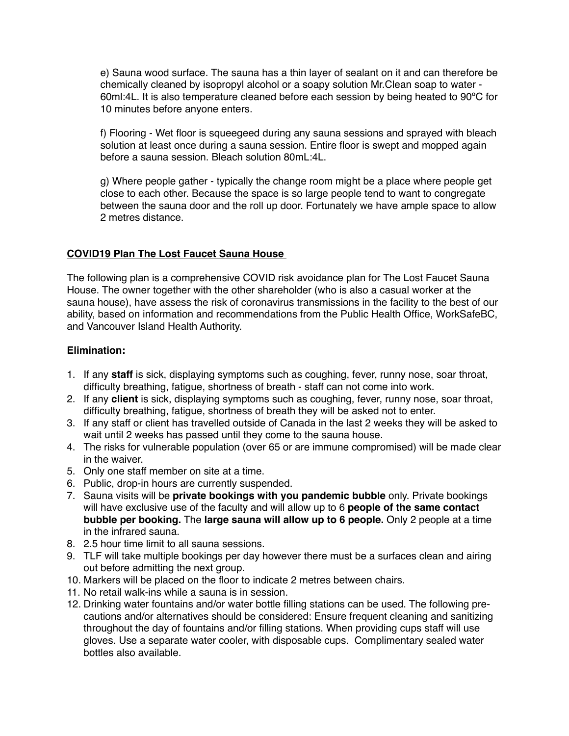e) Sauna wood surface. The sauna has a thin layer of sealant on it and can therefore be chemically cleaned by isopropyl alcohol or a soapy solution Mr.Clean soap to water - 60ml:4L. It is also temperature cleaned before each session by being heated to 90ºC for 10 minutes before anyone enters.

f) Flooring - Wet floor is squeegeed during any sauna sessions and sprayed with bleach solution at least once during a sauna session. Entire floor is swept and mopped again before a sauna session. Bleach solution 80mL:4L.

g) Where people gather - typically the change room might be a place where people get close to each other. Because the space is so large people tend to want to congregate between the sauna door and the roll up door. Fortunately we have ample space to allow 2 metres distance.

## **COVID19 Plan The Lost Faucet Sauna House**

The following plan is a comprehensive COVID risk avoidance plan for The Lost Faucet Sauna House. The owner together with the other shareholder (who is also a casual worker at the sauna house), have assess the risk of coronavirus transmissions in the facility to the best of our ability, based on information and recommendations from the Public Health Office, WorkSafeBC, and Vancouver Island Health Authority.

### **Elimination:**

1. If any **staff** is sick, displaying symptoms such as coughing, fever, runny nose, soar throat, difficulty breathing, fatigue, shortness of breath - staff can not come into work.
2. If any **client** is sick, displaying symptoms such as coughing, fever, runny nose, soar throat, difficulty breathing, fatigue, shortness of breath they will be asked not to enter.
3. If any staff or client has travelled outside of Canada in the last 2 weeks they will be asked to wait until 2 weeks has passed until they come to the sauna house.
4. The risks for vulnerable population (over 65 or are immune compromised) will be made clear in the waiver.
5. Only one staff member on site at a time.
6. Public, drop-in hours are currently suspended.
7. Sauna visits will be **private bookings with you pandemic bubble** only. Private bookings will have exclusive use of the faculty and will allow up to 6 **people of the same contact bubble per booking.** The **large sauna will allow up to 6 people.** Only 2 people at a time in the infrared sauna.
8. 2.5 hour time limit to all sauna sessions.
9. TLF will take multiple bookings per day however there must be a surfaces clean and airing out before admitting the next group.
10. Markers will be placed on the floor to indicate 2 metres between chairs.
11. No retail walk-ins while a sauna is in session.
12. Drinking water fountains and/or water bottle filling stations can be used. The following pre-cautions and/or alternatives should be considered: Ensure frequent cleaning and sanitizing throughout the day of fountains and/or filling stations. When providing cups staff will use gloves. Use a separate water cooler, with disposable cups. Complimentary sealed water bottles also available.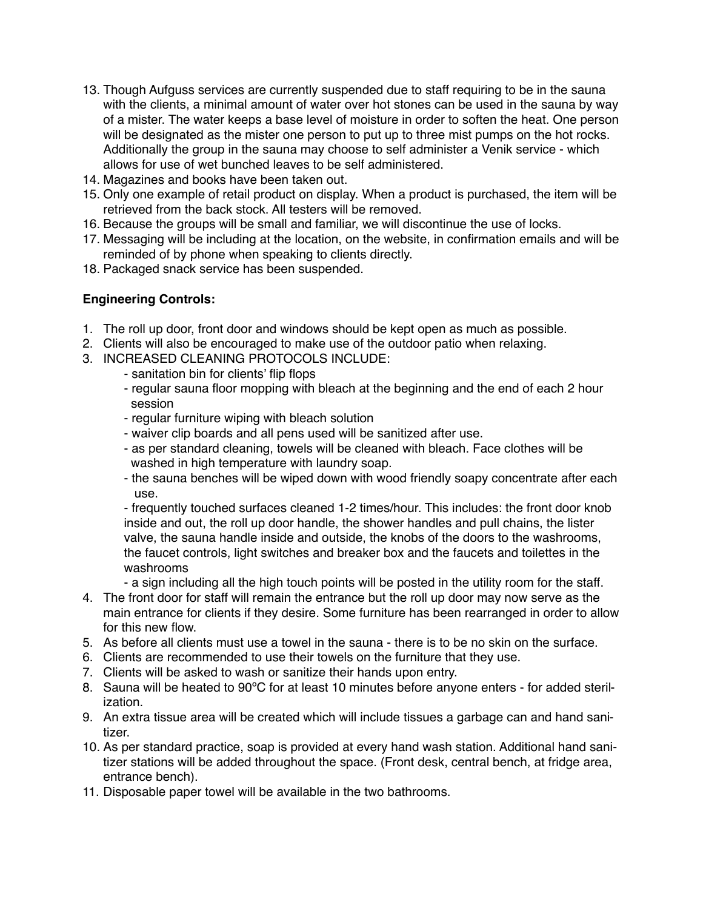13. Though Aufguss services are currently suspended due to staff requiring to be in the sauna with the clients, a minimal amount of water over hot stones can be used in the sauna by way of a mister. The water keeps a base level of moisture in order to soften the heat. One person will be designated as the mister one person to put up to three mist pumps on the hot rocks. Additionally the group in the sauna may choose to self administer a Venik service - which allows for use of wet bunched leaves to be self administered.
14. Magazines and books have been taken out.
15. Only one example of retail product on display. When a product is purchased, the item will be retrieved from the back stock. All testers will be removed.
16. Because the groups will be small and familiar, we will discontinue the use of locks.
17. Messaging will be including at the location, on the website, in confirmation emails and will be reminded of by phone when speaking to clients directly.
18. Packaged snack service has been suspended.

**Engineering Controls:**

1. The roll up door, front door and windows should be kept open as much as possible.
2. Clients will also be encouraged to make use of the outdoor patio when relaxing.
3. INCREASED CLEANING PROTOCOLS INCLUDE:
   - sanitation bin for clients' flip flops
   - regular sauna floor mopping with bleach at the beginning and the end of each 2 hour session
   - regular furniture wiping with bleach solution
   - waiver clip boards and all pens used will be sanitized after use.
   - as per standard cleaning, towels will be cleaned with bleach. Face clothes will be washed in high temperature with laundry soap.
   - the sauna benches will be wiped down with wood friendly soapy concentrate after each use.
   - frequently touched surfaces cleaned 1-2 times/hour. This includes: the front door knob inside and out, the roll up door handle, the shower handles and pull chains, the lister valve, the sauna handle inside and outside, the knobs of the doors to the washrooms, the faucet controls, light switches and breaker box and the faucets and toilettes in the washrooms
   - a sign including all the high touch points will be posted in the utility room for the staff.
4. The front door for staff will remain the entrance but the roll up door may now serve as the main entrance for clients if they desire. Some furniture has been rearranged in order to allow for this new flow.
5. As before all clients must use a towel in the sauna - there is to be no skin on the surface.
6. Clients are recommended to use their towels on the furniture that they use.
7. Clients will be asked to wash or sanitize their hands upon entry.
8. Sauna will be heated to 90ºC for at least 10 minutes before anyone enters - for added sterilization.
9. An extra tissue area will be created which will include tissues a garbage can and hand sanitizer.
10. As per standard practice, soap is provided at every hand wash station. Additional hand sanitizer stations will be added throughout the space. (Front desk, central bench, at fridge area, entrance bench).
11. Disposable paper towel will be available in the two bathrooms.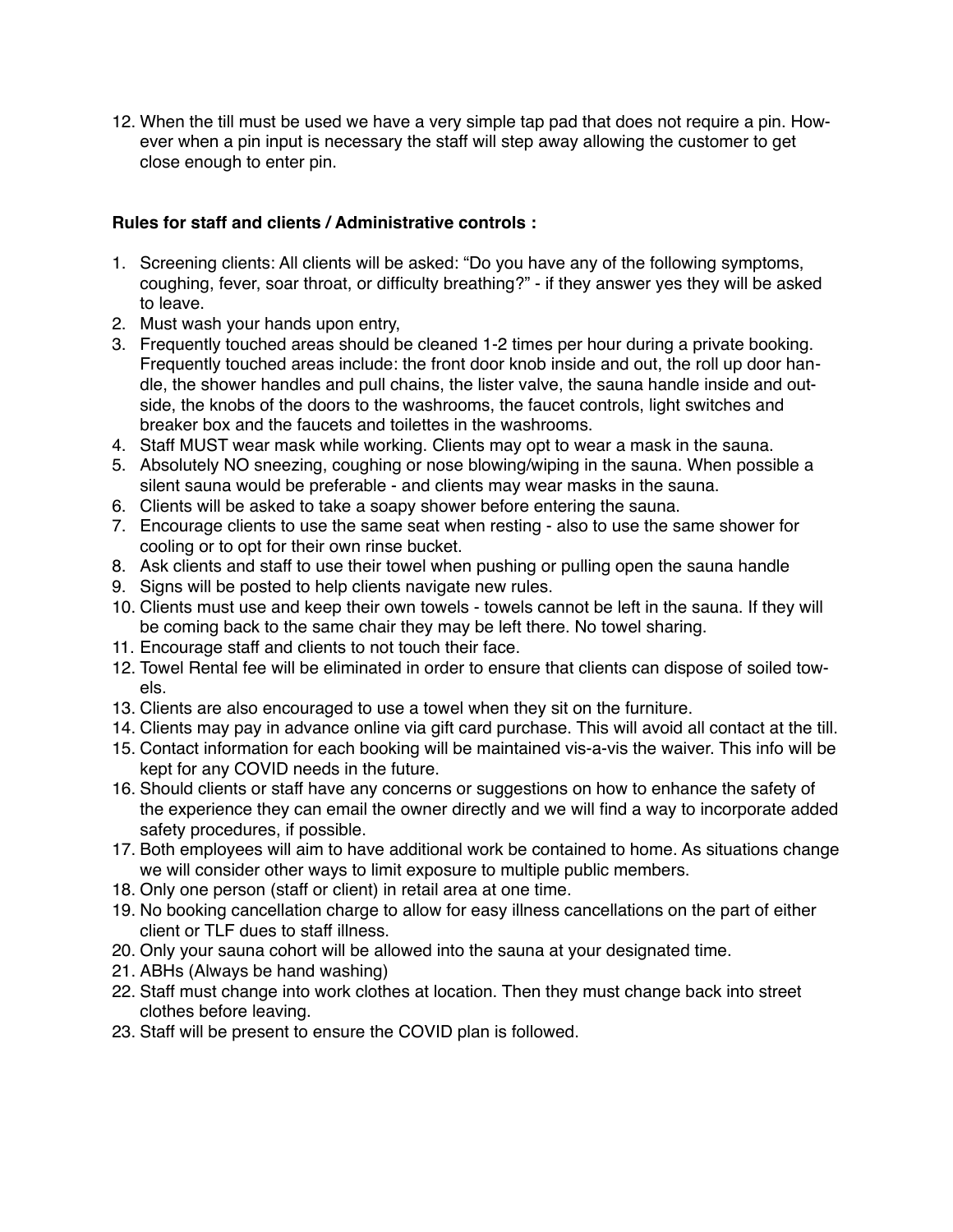12. When the till must be used we have a very simple tap pad that does not require a pin. However when a pin input is necessary the staff will step away allowing the customer to get close enough to enter pin.

**Rules for staff and clients / Administrative controls :**

1. Screening clients: All clients will be asked: "Do you have any of the following symptoms, coughing, fever, soar throat, or difficulty breathing?" - if they answer yes they will be asked to leave.
2. Must wash your hands upon entry,
3. Frequently touched areas should be cleaned 1-2 times per hour during a private booking. Frequently touched areas include: the front door knob inside and out, the roll up door handle, the shower handles and pull chains, the lister valve, the sauna handle inside and outside, the knobs of the doors to the washrooms, the faucet controls, light switches and breaker box and the faucets and toilettes in the washrooms.
4. Staff MUST wear mask while working. Clients may opt to wear a mask in the sauna.
5. Absolutely NO sneezing, coughing or nose blowing/wiping in the sauna. When possible a silent sauna would be preferable - and clients may wear masks in the sauna.
6. Clients will be asked to take a soapy shower before entering the sauna.
7. Encourage clients to use the same seat when resting - also to use the same shower for cooling or to opt for their own rinse bucket.
8. Ask clients and staff to use their towel when pushing or pulling open the sauna handle
9. Signs will be posted to help clients navigate new rules.
10. Clients must use and keep their own towels - towels cannot be left in the sauna. If they will be coming back to the same chair they may be left there. No towel sharing.
11. Encourage staff and clients to not touch their face.
12. Towel Rental fee will be eliminated in order to ensure that clients can dispose of soiled towels.
13. Clients are also encouraged to use a towel when they sit on the furniture.
14. Clients may pay in advance online via gift card purchase. This will avoid all contact at the till.
15. Contact information for each booking will be maintained vis-a-vis the waiver. This info will be kept for any COVID needs in the future.
16. Should clients or staff have any concerns or suggestions on how to enhance the safety of the experience they can email the owner directly and we will find a way to incorporate added safety procedures, if possible.
17. Both employees will aim to have additional work be contained to home. As situations change we will consider other ways to limit exposure to multiple public members.
18. Only one person (staff or client) in retail area at one time.
19. No booking cancellation charge to allow for easy illness cancellations on the part of either client or TLF dues to staff illness.
20. Only your sauna cohort will be allowed into the sauna at your designated time.
21. ABHs (Always be hand washing)
22. Staff must change into work clothes at location. Then they must change back into street clothes before leaving.
23. Staff will be present to ensure the COVID plan is followed.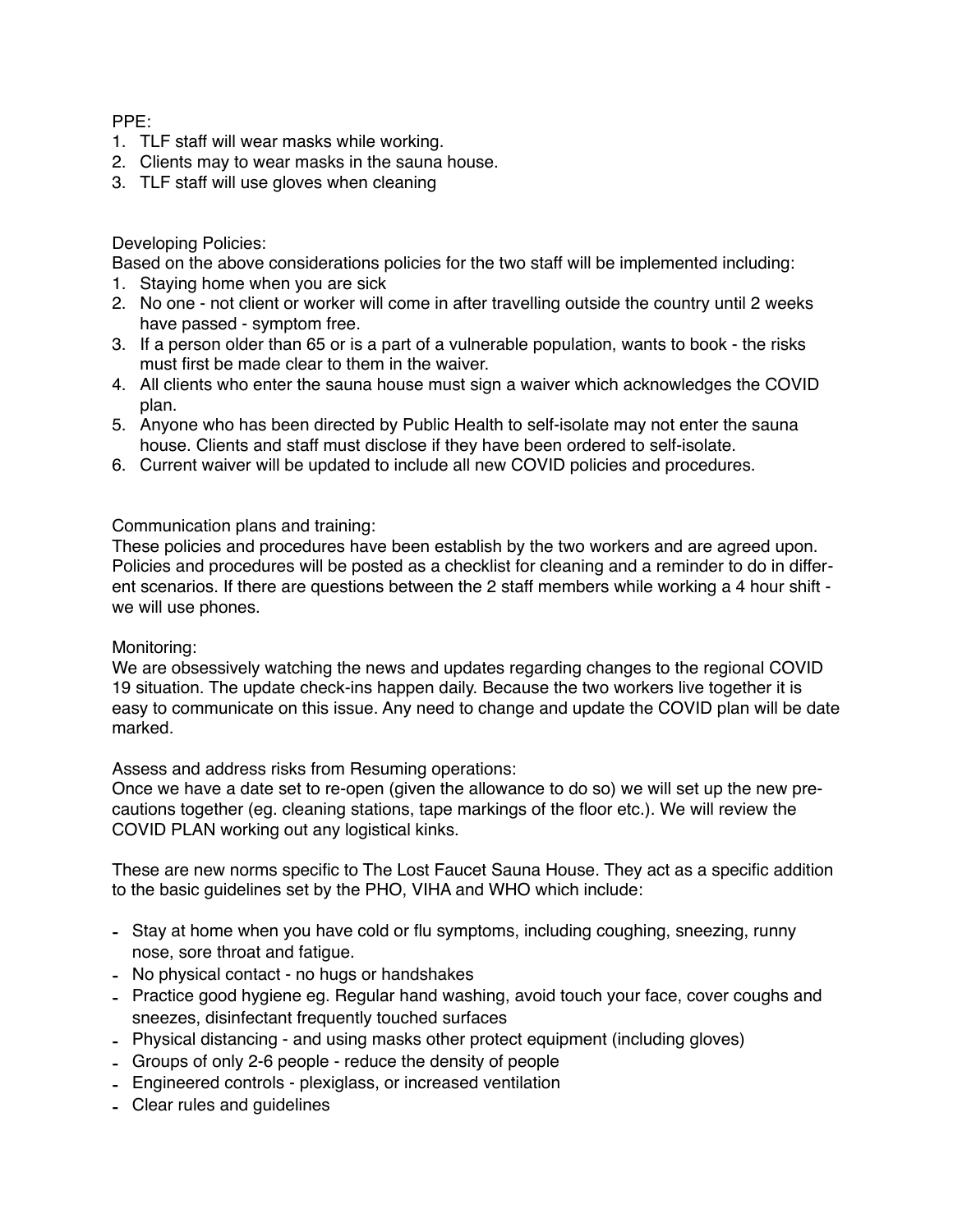PPE:

1. TLF staff will wear masks while working.
2. Clients may to wear masks in the sauna house.
3. TLF staff will use gloves when cleaning

Developing Policies:

Based on the above considerations policies for the two staff will be implemented including:

1. Staying home when you are sick
2. No one - not client or worker will come in after travelling outside the country until 2 weeks have passed - symptom free.
3. If a person older than 65 or is a part of a vulnerable population, wants to book - the risks must first be made clear to them in the waiver.
4. All clients who enter the sauna house must sign a waiver which acknowledges the COVID plan.
5. Anyone who has been directed by Public Health to self-isolate may not enter the sauna house. Clients and staff must disclose if they have been ordered to self-isolate.
6. Current waiver will be updated to include all new COVID policies and procedures.

Communication plans and training:

These policies and procedures have been establish by the two workers and are agreed upon. Policies and procedures will be posted as a checklist for cleaning and a reminder to do in different scenarios. If there are questions between the 2 staff members while working a 4 hour shift - we will use phones.

Monitoring:

We are obsessively watching the news and updates regarding changes to the regional COVID 19 situation. The update check-ins happen daily. Because the two workers live together it is easy to communicate on this issue. Any need to change and update the COVID plan will be date marked.

Assess and address risks from Resuming operations:

Once we have a date set to re-open (given the allowance to do so) we will set up the new precautions together (eg. cleaning stations, tape markings of the floor etc.). We will review the COVID PLAN working out any logistical kinks.

These are new norms specific to The Lost Faucet Sauna House. They act as a specific addition to the basic guidelines set by the PHO, VIHA and WHO which include:

- Stay at home when you have cold or flu symptoms, including coughing, sneezing, runny nose, sore throat and fatigue.
- No physical contact - no hugs or handshakes
- Practice good hygiene eg. Regular hand washing, avoid touch your face, cover coughs and sneezes, disinfectant frequently touched surfaces
- Physical distancing - and using masks other protect equipment (including gloves)
- Groups of only 2-6 people - reduce the density of people
- Engineered controls - plexiglass, or increased ventilation
- Clear rules and guidelines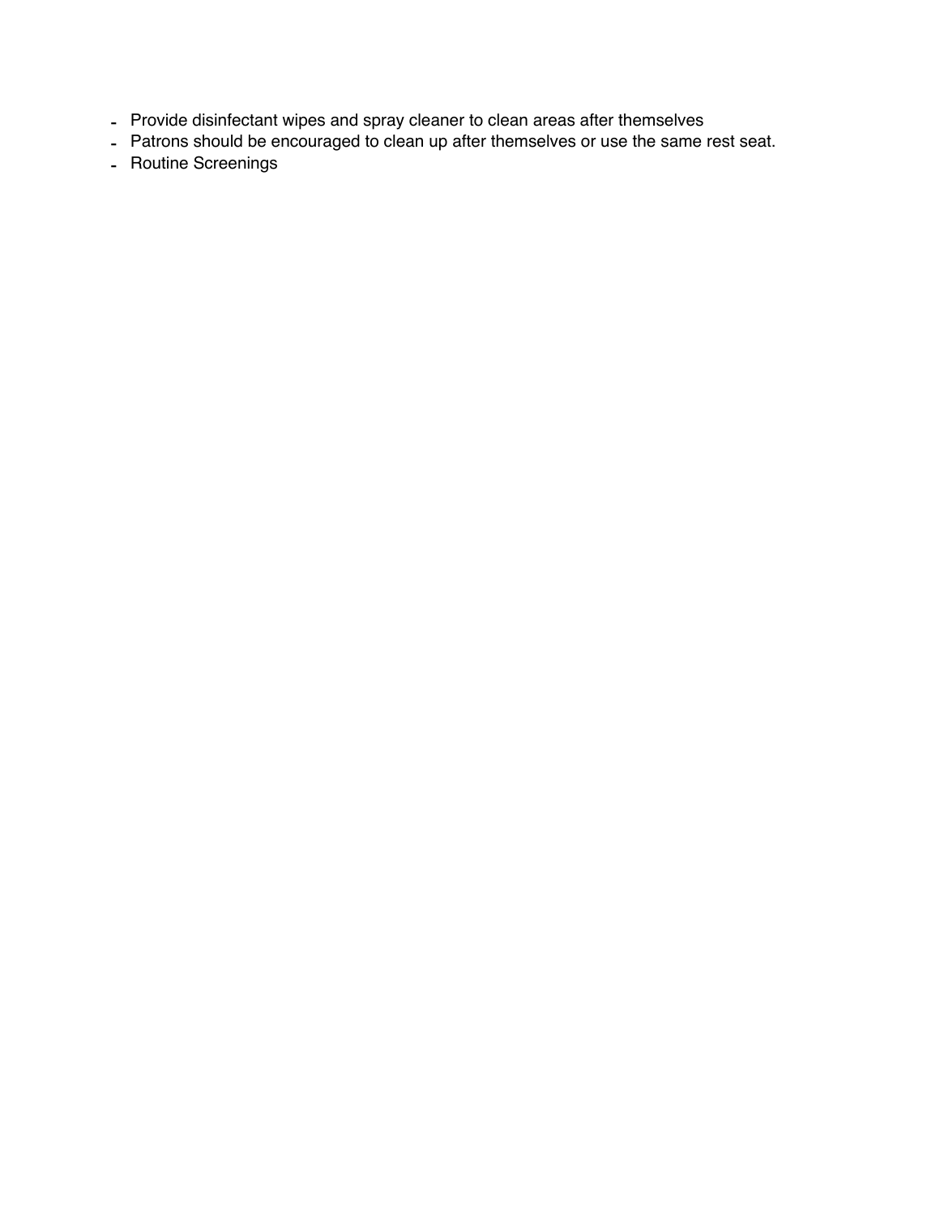- Provide disinfectant wipes and spray cleaner to clean areas after themselves
- Patrons should be encouraged to clean up after themselves or use the same rest seat.
- Routine Screenings